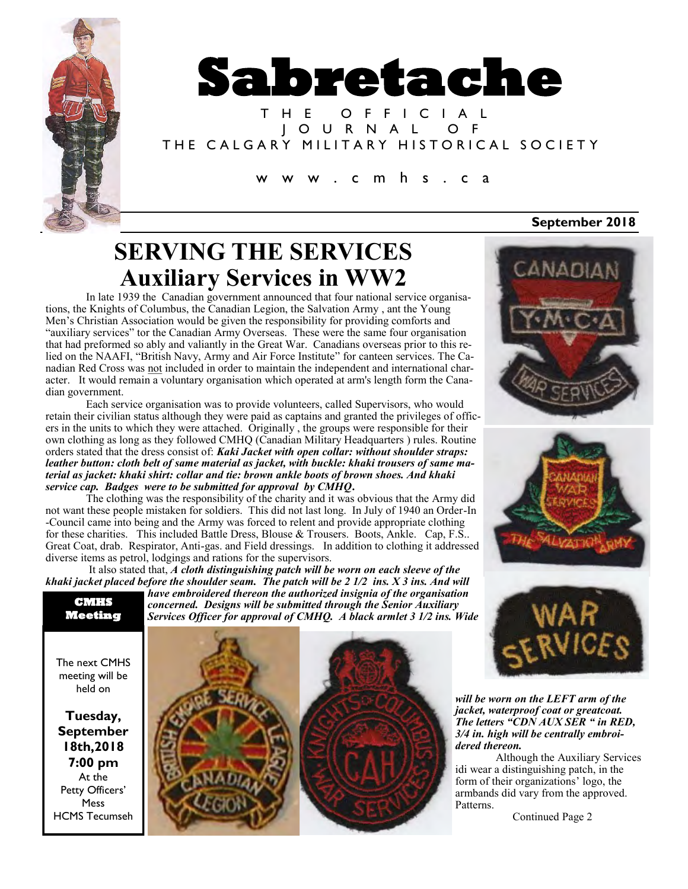# Sabretache

THE OFFICIAL JOURNAL OF THE CALGARY MILITARY HISTORICAL SOCIETY

www.cmhs.ca

**September 2018**

# SERVING THE SERVICES
## Auxiliary Services in WW2

In late 1939 the Canadian government announced that four national service organisations, the Knights of Columbus, the Canadian Legion, the Salvation Army , ant the Young Men's Christian Association would be given the responsibility for providing comforts and "auxiliary services" tor the Canadian Army Overseas. These were the same four organisation that had preformed so ably and valiantly in the Great War. Canadians overseas prior to this relied on the NAAFI, "British Navy, Army and Air Force Institute" for canteen services. The Canadian Red Cross was not included in order to maintain the independent and international character. It would remain a voluntary organisation which operated at arm's length form the Canadian government.

Each service organisation was to provide volunteers, called Supervisors, who would retain their civilian status although they were paid as captains and granted the privileges of officers in the units to which they were attached. Originally , the groups were responsible for their own clothing as long as they followed CMHQ (Canadian Military Headquarters ) rules. Routine orders stated that the dress consist of: ***Kaki Jacket with open collar: without shoulder straps: leather button: cloth belt of same material as jacket, with buckle: khaki trousers of same material as jacket: khaki shirt: collar and tie: brown ankle boots of brown shoes. And khaki service cap. Badges were to be submitted for approval by CMHQ.***

The clothing was the responsibility of the charity and it was obvious that the Army did not want these people mistaken for soldiers. This did not last long. In July of 1940 an Order-In-Council came into being and the Army was forced to relent and provide appropriate clothing for these charities. This included Battle Dress, Blouse & Trousers. Boots, Ankle. Cap, F.S.. Great Coat, drab. Respirator, Anti-gas. and Field dressings. In addition to clothing it addressed diverse items as petrol, lodgings and rations for the supervisors.

It also stated that, ***A cloth distinguishing patch will be worn on each sleeve of the khaki jacket placed before the shoulder seam. The patch will be 2 1/2 ins. X 3 ins. And will have embroidered thereon the authorized insignia of the organisation concerned. Designs will be submitted through the Senior Auxiliary Services Officer for approval of CMHQ. A black armlet 3 1/2 ins. Wide will be worn on the LEFT arm of the jacket, waterproof coat or greatcoat. The letters "CDN AUX SER " in RED, 3/4 in. high will be centrally embroidered thereon.***

Although the Auxiliary Services idi wear a distinguishing patch, in the form of their organizations' logo, the armbands did vary from the approved. Patterns.

Continued Page 2

**CMHS Meeting**

The next CMHS meeting will be held on

**Tuesday, September 18th,2018 7:00 pm**
At the Petty Officers' Mess HCMS Tecumseh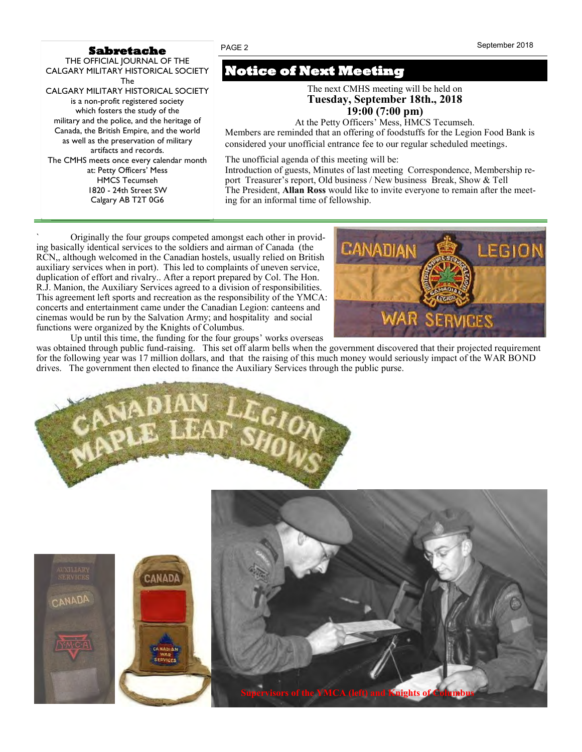**Sabretache**

THE OFFICIAL JOURNAL OF THE CALGARY MILITARY HISTORICAL SOCIETY

The CALGARY MILITARY HISTORICAL SOCIETY is a non-profit registered society which fosters the study of the military and the police, and the heritage of Canada, the British Empire, and the world as well as the preservation of military artifacts and records.

The CMHS meets once every calendar month at: Petty Officers' Mess HMCS Tecumseh 1820 - 24th Street SW Calgary AB T2T 0G6

## Notice of Next Meeting

The next CMHS meeting will be held on
**Tuesday, September 18th., 2018**
**19:00 (7:00 pm)**
At the Petty Officers' Mess, HMCS Tecumseh.

Members are reminded that an offering of foodstuffs for the Legion Food Bank is considered your unofficial entrance fee to our regular scheduled meetings.

The unofficial agenda of this meeting will be:
Introduction of guests, Minutes of last meeting Correspondence, Membership report Treasurer's report, Old business / New business Break, Show & Tell
The President, **Allan Ross** would like to invite everyone to remain after the meeting for an informal time of fellowship.

Originally the four groups competed amongst each other in providing basically identical services to the soldiers and airman of Canada (the RCN,, although welcomed in the Canadian hostels, usually relied on British auxiliary services when in port). This led to complaints of uneven service, duplication of effort and rivalry.. After a report prepared by Col. The Hon. R.J. Manion, the Auxiliary Services agreed to a division of responsibilities. This agreement left sports and recreation as the responsibility of the YMCA: concerts and entertainment came under the Canadian Legion: canteens and cinemas would be run by the Salvation Army; and hospitality and social functions were organized by the Knights of Columbus.

Up until this time, the funding for the four groups' works overseas was obtained through public fund-raising. This set off alarm bells when the government discovered that their projected requirement for the following year was 17 million dollars, and that the raising of this much money would seriously impact of the WAR BOND drives. The government then elected to finance the Auxiliary Services through the public purse.

Supervisors of the YMCA (left) and Knights of Columbus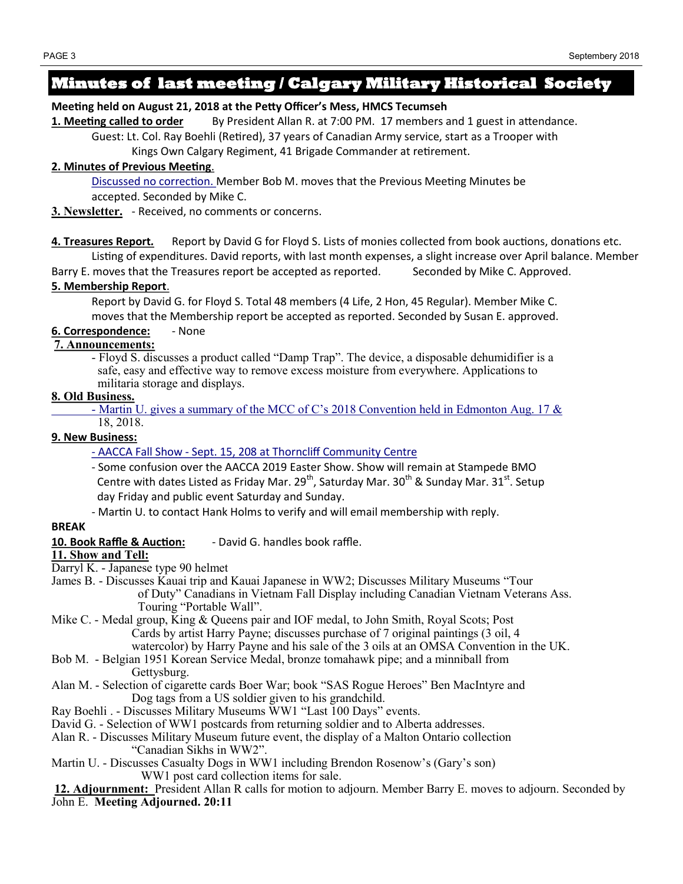# Minutes of last meeting / Calgary Military Historical Society

**Meeting held on August 21, 2018 at the Petty Officer's Mess, HMCS Tecumseh**

**1. Meeting called to order** By President Allan R. at 7:00 PM. 17 members and 1 guest in attendance.

Guest: Lt. Col. Ray Boehli (Retired), 37 years of Canadian Army service, start as a Trooper with Kings Own Calgary Regiment, 41 Brigade Commander at retirement.

**2. Minutes of Previous Meeting.**

Discussed no correction. Member Bob M. moves that the Previous Meeting Minutes be accepted. Seconded by Mike C.

**3. Newsletter.** - Received, no comments or concerns.

**4. Treasures Report.** Report by David G for Floyd S. Lists of monies collected from book auctions, donations etc. Listing of expenditures. David reports, with last month expenses, a slight increase over April balance. Member Barry E. moves that the Treasures report be accepted as reported. Seconded by Mike C. Approved.

**5. Membership Report.**

Report by David G. for Floyd S. Total 48 members (4 Life, 2 Hon, 45 Regular). Member Mike C. moves that the Membership report be accepted as reported. Seconded by Susan E. approved.

**6. Correspondence:** - None

**7. Announcements:**

- Floyd S. discusses a product called "Damp Trap". The device, a disposable dehumidifier is a safe, easy and effective way to remove excess moisture from everywhere. Applications to militaria storage and displays.

**8. Old Business.**

- Martin U. gives a summary of the MCC of C's 2018 Convention held in Edmonton Aug. 17 & 18, 2018.

**9. New Business:**

- AACCA Fall Show - Sept. 15, 208 at Thorncliff Community Centre
- Some confusion over the AACCA 2019 Easter Show. Show will remain at Stampede BMO Centre with dates Listed as Friday Mar. 29th, Saturday Mar. 30th & Sunday Mar. 31st. Setup day Friday and public event Saturday and Sunday.
- Martin U. to contact Hank Holms to verify and will email membership with reply.

**BREAK**

**10. Book Raffle & Auction:** - David G. handles book raffle.

**11. Show and Tell:**

Darryl K. - Japanese type 90 helmet

James B. - Discusses Kauai trip and Kauai Japanese in WW2; Discusses Military Museums "Tour of Duty" Canadians in Vietnam Fall Display including Canadian Vietnam Veterans Ass. Touring "Portable Wall".

Mike C. - Medal group, King & Queens pair and IOF medal, to John Smith, Royal Scots; Post Cards by artist Harry Payne; discusses purchase of 7 original paintings (3 oil, 4 watercolor) by Harry Payne and his sale of the 3 oils at an OMSA Convention in the UK.

Bob M. - Belgian 1951 Korean Service Medal, bronze tomahawk pipe; and a minniball from Gettysburg.

Alan M. - Selection of cigarette cards Boer War; book "SAS Rogue Heroes" Ben MacIntyre and Dog tags from a US soldier given to his grandchild.

Ray Boehli . - Discusses Military Museums WW1 "Last 100 Days" events.

David G. - Selection of WW1 postcards from returning soldier and to Alberta addresses.

Alan R. - Discusses Military Museum future event, the display of a Malton Ontario collection "Canadian Sikhs in WW2".

Martin U. - Discusses Casualty Dogs in WW1 including Brendon Rosenow's (Gary's son) WW1 post card collection items for sale.

**12. Adjournment:** President Allan R calls for motion to adjourn. Member Barry E. moves to adjourn. Seconded by John E. **Meeting Adjourned. 20:11**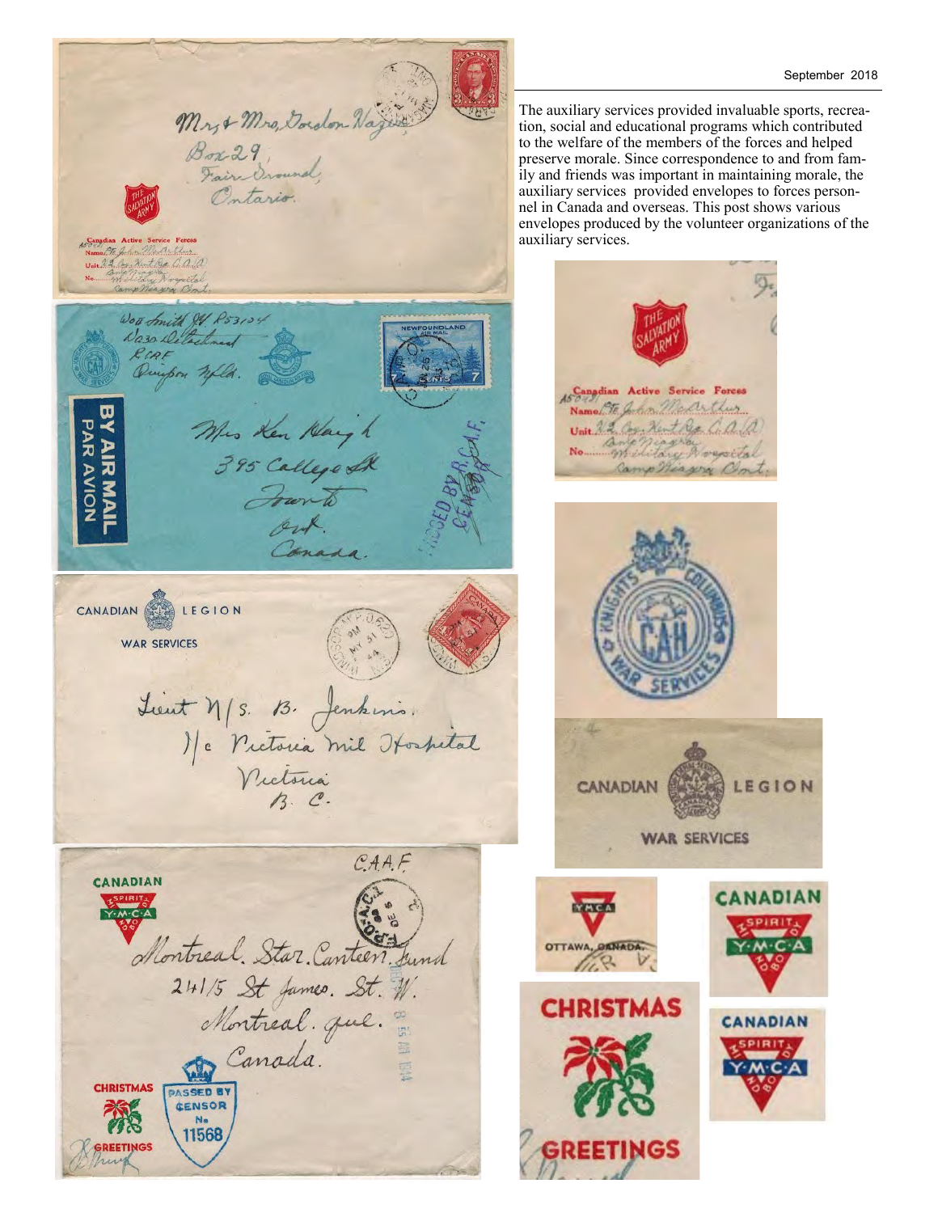The auxiliary services provided invaluable sports, recreation, social and educational programs which contributed to the welfare of the members of the forces and helped preserve morale. Since correspondence to and from family and friends was important in maintaining morale, the auxiliary services provided envelopes to forces personnel in Canada and overseas. This post shows various envelopes produced by the volunteer organizations of the auxiliary services.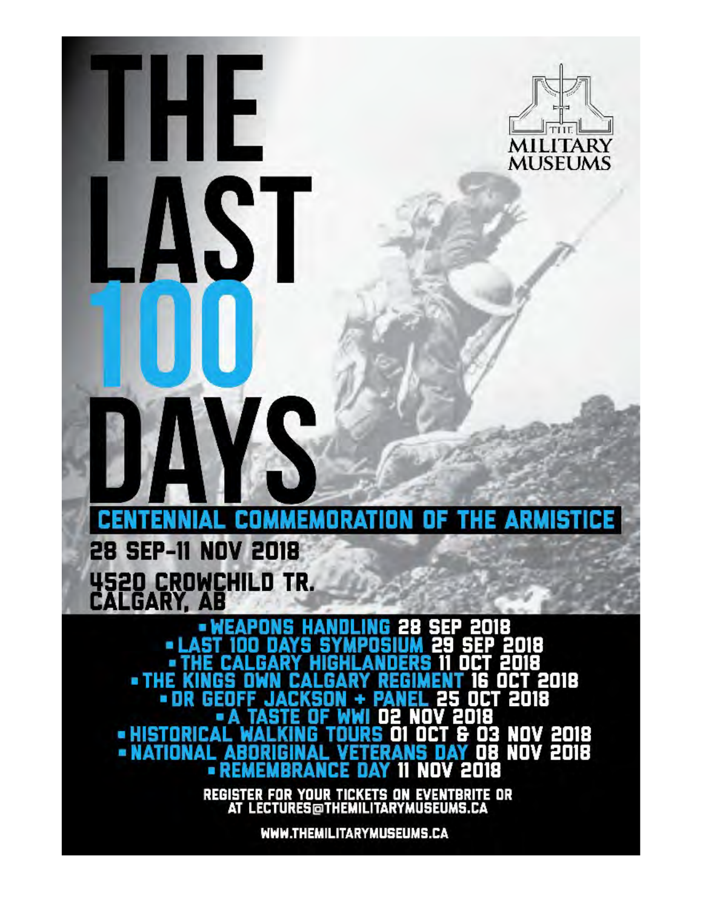# THE LAST 100 DAYS

THE MILITARY MUSEUMS

## CENTENNIAL COMMEMORATION OF THE ARMISTICE

28 SEP-11 NOV 2018

4520 CROWCHILD TR.
CALGARY, AB

- WEAPONS HANDLING 28 SEP 2018
- LAST 100 DAYS SYMPOSIUM 29 SEP 2018
- THE CALGARY HIGHLANDERS 11 OCT 2018
- THE KINGS OWN CALGARY REGIMENT 16 OCT 2018
- DR GEOFF JACKSON + PANEL 25 OCT 2018
- A TASTE OF WWI 02 NOV 2018
- HISTORICAL WALKING TOURS 01 OCT & 03 NOV 2018
- NATIONAL ABORIGINAL VETERANS DAY 08 NOV 2018
- REMEMBRANCE DAY 11 NOV 2018

REGISTER FOR YOUR TICKETS ON EVENTBRITE OR AT LECTURES@THEMILITARYMUSEUMS.CA

WWW.THEMILITARYMUSEUMS.CA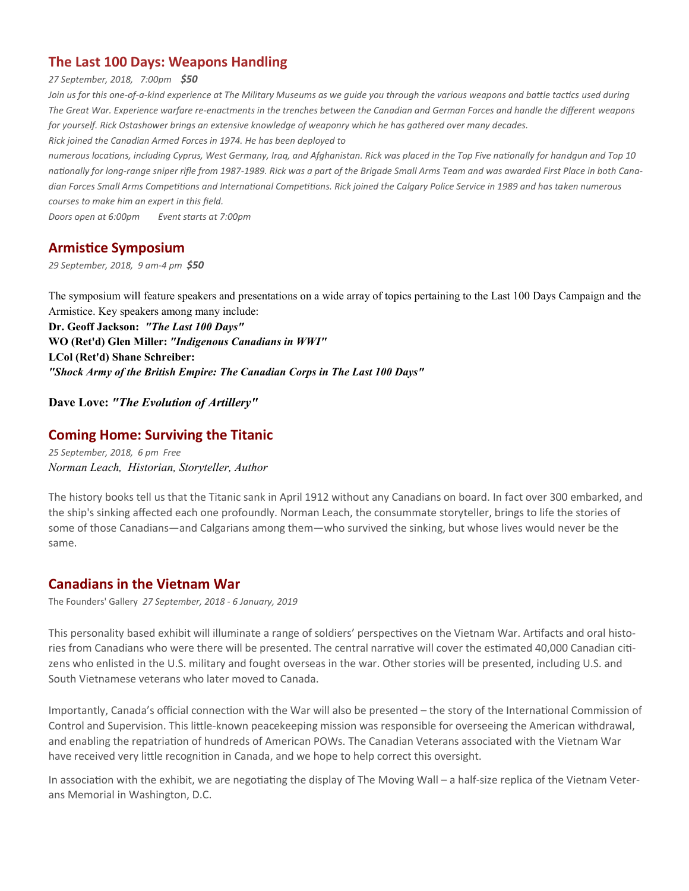## The Last 100 Days: Weapons Handling

*27 September, 2018, 7:00pm* ***$50***

*Join us for this one-of-a-kind experience at The Military Museums as we guide you through the various weapons and battle tactics used during The Great War. Experience warfare re-enactments in the trenches between the Canadian and German Forces and handle the different weapons for yourself. Rick Ostashower brings an extensive knowledge of weaponry which he has gathered over many decades.*

*Rick joined the Canadian Armed Forces in 1974. He has been deployed to numerous locations, including Cyprus, West Germany, Iraq, and Afghanistan. Rick was placed in the Top Five nationally for handgun and Top 10 nationally for long-range sniper rifle from 1987-1989. Rick was a part of the Brigade Small Arms Team and was awarded First Place in both Canadian Forces Small Arms Competitions and International Competitions. Rick joined the Calgary Police Service in 1989 and has taken numerous courses to make him an expert in this field.*

*Doors open at 6:00pm Event starts at 7:00pm*

## Armistice Symposium

*29 September, 2018, 9 am-4 pm* ***$50***

The symposium will feature speakers and presentations on a wide array of topics pertaining to the Last 100 Days Campaign and the Armistice. Key speakers among many include:

**Dr. Geoff Jackson:** ***"The Last 100 Days"***
**WO (Ret'd) Glen Miller:** ***"Indigenous Canadians in WWI"***
**LCol (Ret'd) Shane Schreiber:**
***"Shock Army of the British Empire: The Canadian Corps in The Last 100 Days"***

**Dave Love:** ***"The Evolution of Artillery"***

## Coming Home: Surviving the Titanic

*25 September, 2018, 6 pm Free*
*Norman Leach, Historian, Storyteller, Author*

The history books tell us that the Titanic sank in April 1912 without any Canadians on board. In fact over 300 embarked, and the ship's sinking affected each one profoundly. Norman Leach, the consummate storyteller, brings to life the stories of some of those Canadians—and Calgarians among them—who survived the sinking, but whose lives would never be the same.

## Canadians in the Vietnam War

The Founders' Gallery *27 September, 2018 - 6 January, 2019*

This personality based exhibit will illuminate a range of soldiers' perspectives on the Vietnam War. Artifacts and oral histories from Canadians who were there will be presented. The central narrative will cover the estimated 40,000 Canadian citizens who enlisted in the U.S. military and fought overseas in the war. Other stories will be presented, including U.S. and South Vietnamese veterans who later moved to Canada.

Importantly, Canada's official connection with the War will also be presented – the story of the International Commission of Control and Supervision. This little-known peacekeeping mission was responsible for overseeing the American withdrawal, and enabling the repatriation of hundreds of American POWs. The Canadian Veterans associated with the Vietnam War have received very little recognition in Canada, and we hope to help correct this oversight.

In association with the exhibit, we are negotiating the display of The Moving Wall – a half-size replica of the Vietnam Veterans Memorial in Washington, D.C.